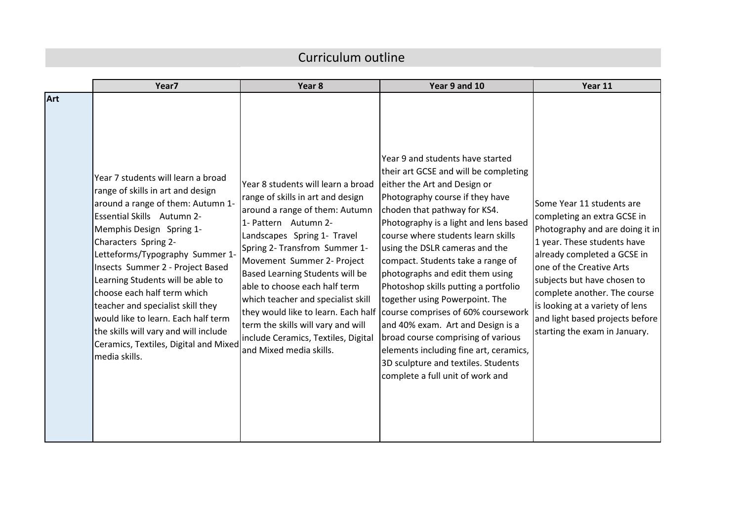# Curriculum outline

| | Year7 | Year 8 | Year 9 and 10 | Year 11 |
|---|---|---|---|---|
| **Art** | Year 7 students will learn a broad range of skills in art and design around a range of them: Autumn 1- Essential Skills Autumn 2- Memphis Design Spring 1- Characters Spring 2- Letteforms/Typography Summer 1- Insects Summer 2 - Project Based Learning Students will be able to choose each half term which teacher and specialist skill they would like to learn. Each half term the skills will vary and will include Ceramics, Textiles, Digital and Mixed media skills. | Year 8 students will learn a broad range of skills in art and design around a range of them: Autumn 1- Pattern Autumn 2- Landscapes Spring 1- Travel Spring 2- Transfrom Summer 1- Movement Summer 2- Project Based Learning Students will be able to choose each half term which teacher and specialist skill they would like to learn. Each half term the skills will vary and will include Ceramics, Textiles, Digital and Mixed media skills. | Year 9 and students have started their art GCSE and will be completing either the Art and Design or Photography course if they have choden that pathway for KS4. Photography is a light and lens based course where students learn skills using the DSLR cameras and the compact. Students take a range of photographs and edit them using Photoshop skills putting a portfolio together using Powerpoint. The course comprises of 60% coursework and 40% exam. Art and Design is a broad course comprising of various elements including fine art, ceramics, 3D sculpture and textiles. Students complete a full unit of work and | Some Year 11 students are completing an extra GCSE in Photography and are doing it in 1 year. These students have already completed a GCSE in one of the Creative Arts subjects but have chosen to complete another. The course is looking at a variety of lens and light based projects before starting the exam in January. |